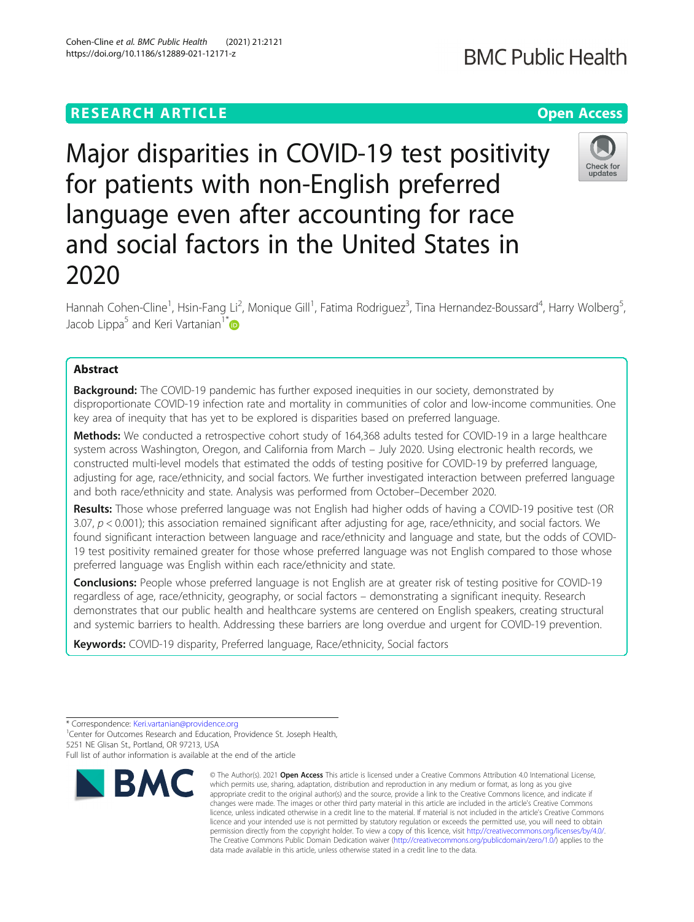RESEARCH ARTICLE

Open Access

# Major disparities in COVID-19 test positivity for patients with non-English preferred language even after accounting for race and social factors in the United States in 2020

Hannah Cohen-Cline[1], Hsin-Fang Li[2], Monique Gill[1], Fatima Rodriguez[3], Tina Hernandez-Boussard[4], Harry Wolberg[5], Jacob Lippa[5] and Keri Vartanian[1*]

## Abstract

**Background:** The COVID-19 pandemic has further exposed inequities in our society, demonstrated by disproportionate COVID-19 infection rate and mortality in communities of color and low-income communities. One key area of inequity that has yet to be explored is disparities based on preferred language.

**Methods:** We conducted a retrospective cohort study of 164,368 adults tested for COVID-19 in a large healthcare system across Washington, Oregon, and California from March – July 2020. Using electronic health records, we constructed multi-level models that estimated the odds of testing positive for COVID-19 by preferred language, adjusting for age, race/ethnicity, and social factors. We further investigated interaction between preferred language and both race/ethnicity and state. Analysis was performed from October–December 2020.

**Results:** Those whose preferred language was not English had higher odds of having a COVID-19 positive test (OR 3.07, $p < 0.001$); this association remained significant after adjusting for age, race/ethnicity, and social factors. We found significant interaction between language and race/ethnicity and language and state, but the odds of COVID-19 test positivity remained greater for those whose preferred language was not English compared to those whose preferred language was English within each race/ethnicity and state.

**Conclusions:** People whose preferred language is not English are at greater risk of testing positive for COVID-19 regardless of age, race/ethnicity, geography, or social factors – demonstrating a significant inequity. Research demonstrates that our public health and healthcare systems are centered on English speakers, creating structural and systemic barriers to health. Addressing these barriers are long overdue and urgent for COVID-19 prevention.

**Keywords:** COVID-19 disparity, Preferred language, Race/ethnicity, Social factors

* Correspondence: Keri.vartanian@providence.org
[1]Center for Outcomes Research and Education, Providence St. Joseph Health, 5251 NE Glisan St., Portland, OR 97213, USA
Full list of author information is available at the end of the article

© The Author(s). 2021 **Open Access** This article is licensed under a Creative Commons Attribution 4.0 International License, which permits use, sharing, adaptation, distribution and reproduction in any medium or format, as long as you give appropriate credit to the original author(s) and the source, provide a link to the Creative Commons licence, and indicate if changes were made. The images or other third party material in this article are included in the article's Creative Commons licence, unless indicated otherwise in a credit line to the material. If material is not included in the article's Creative Commons licence and your intended use is not permitted by statutory regulation or exceeds the permitted use, you will need to obtain permission directly from the copyright holder. To view a copy of this licence, visit http://creativecommons.org/licenses/by/4.0/. The Creative Commons Public Domain Dedication waiver (http://creativecommons.org/publicdomain/zero/1.0/) applies to the data made available in this article, unless otherwise stated in a credit line to the data.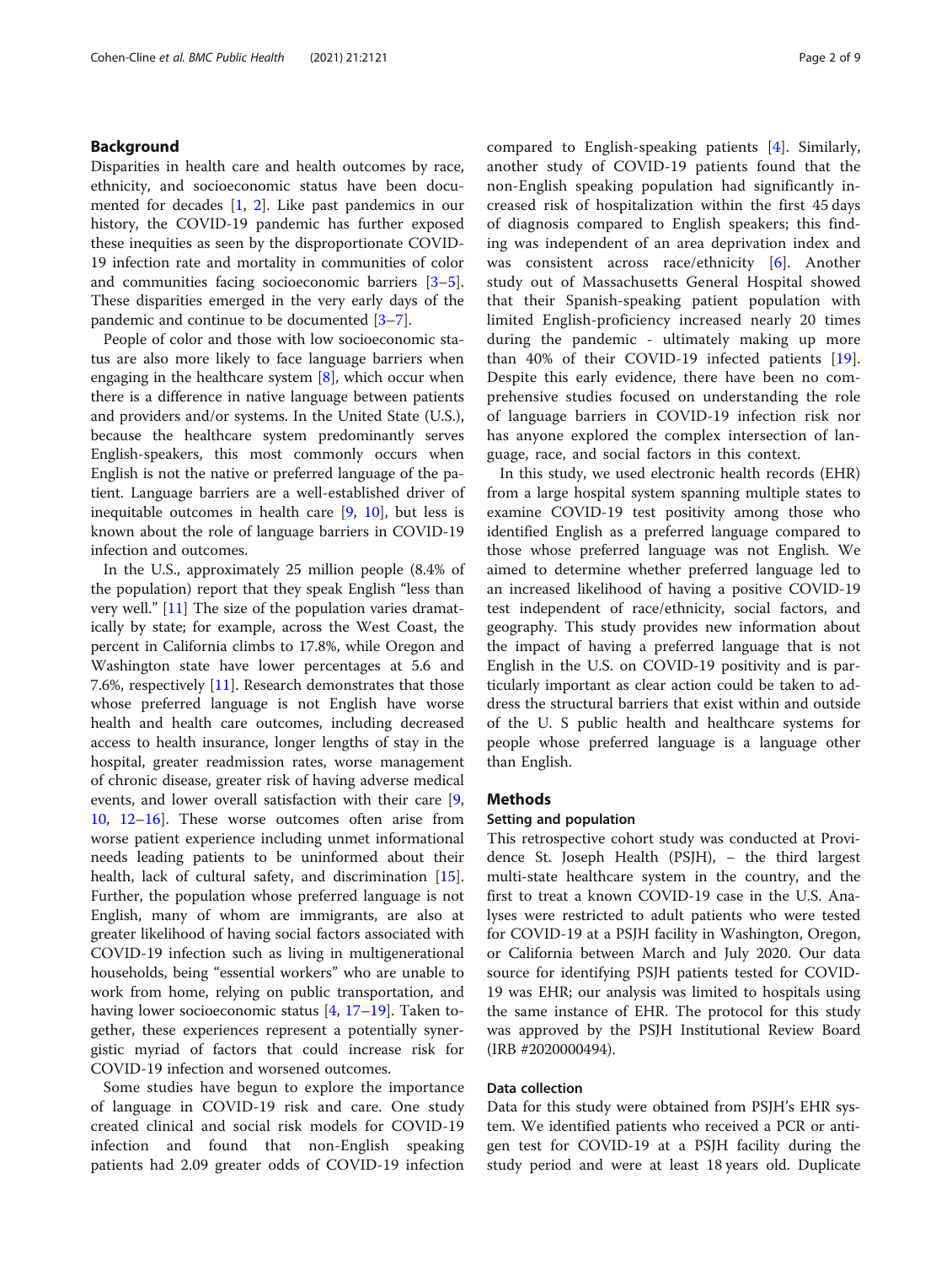## Background

Disparities in health care and health outcomes by race, ethnicity, and socioeconomic status have been documented for decades [1, 2]. Like past pandemics in our history, the COVID-19 pandemic has further exposed these inequities as seen by the disproportionate COVID-19 infection rate and mortality in communities of color and communities facing socioeconomic barriers [3–5]. These disparities emerged in the very early days of the pandemic and continue to be documented [3–7].

People of color and those with low socioeconomic status are also more likely to face language barriers when engaging in the healthcare system [8], which occur when there is a difference in native language between patients and providers and/or systems. In the United State (U.S.), because the healthcare system predominantly serves English-speakers, this most commonly occurs when English is not the native or preferred language of the patient. Language barriers are a well-established driver of inequitable outcomes in health care [9, 10], but less is known about the role of language barriers in COVID-19 infection and outcomes.

In the U.S., approximately 25 million people (8.4% of the population) report that they speak English "less than very well." [11] The size of the population varies dramatically by state; for example, across the West Coast, the percent in California climbs to 17.8%, while Oregon and Washington state have lower percentages at 5.6 and 7.6%, respectively [11]. Research demonstrates that those whose preferred language is not English have worse health and health care outcomes, including decreased access to health insurance, longer lengths of stay in the hospital, greater readmission rates, worse management of chronic disease, greater risk of having adverse medical events, and lower overall satisfaction with their care [9, 10, 12–16]. These worse outcomes often arise from worse patient experience including unmet informational needs leading patients to be uninformed about their health, lack of cultural safety, and discrimination [15]. Further, the population whose preferred language is not English, many of whom are immigrants, are also at greater likelihood of having social factors associated with COVID-19 infection such as living in multigenerational households, being "essential workers" who are unable to work from home, relying on public transportation, and having lower socioeconomic status [4, 17–19]. Taken together, these experiences represent a potentially synergistic myriad of factors that could increase risk for COVID-19 infection and worsened outcomes.

Some studies have begun to explore the importance of language in COVID-19 risk and care. One study created clinical and social risk models for COVID-19 infection and found that non-English speaking patients had 2.09 greater odds of COVID-19 infection compared to English-speaking patients [4]. Similarly, another study of COVID-19 patients found that the non-English speaking population had significantly increased risk of hospitalization within the first 45 days of diagnosis compared to English speakers; this finding was independent of an area deprivation index and was consistent across race/ethnicity [6]. Another study out of Massachusetts General Hospital showed that their Spanish-speaking patient population with limited English-proficiency increased nearly 20 times during the pandemic - ultimately making up more than 40% of their COVID-19 infected patients [19]. Despite this early evidence, there have been no comprehensive studies focused on understanding the role of language barriers in COVID-19 infection risk nor has anyone explored the complex intersection of language, race, and social factors in this context.

In this study, we used electronic health records (EHR) from a large hospital system spanning multiple states to examine COVID-19 test positivity among those who identified English as a preferred language compared to those whose preferred language was not English. We aimed to determine whether preferred language led to an increased likelihood of having a positive COVID-19 test independent of race/ethnicity, social factors, and geography. This study provides new information about the impact of having a preferred language that is not English in the U.S. on COVID-19 positivity and is particularly important as clear action could be taken to address the structural barriers that exist within and outside of the U. S public health and healthcare systems for people whose preferred language is a language other than English.

## Methods

### Setting and population

This retrospective cohort study was conducted at Providence St. Joseph Health (PSJH), – the third largest multi-state healthcare system in the country, and the first to treat a known COVID-19 case in the U.S. Analyses were restricted to adult patients who were tested for COVID-19 at a PSJH facility in Washington, Oregon, or California between March and July 2020. Our data source for identifying PSJH patients tested for COVID-19 was EHR; our analysis was limited to hospitals using the same instance of EHR. The protocol for this study was approved by the PSJH Institutional Review Board (IRB #2020000494).

### Data collection

Data for this study were obtained from PSJH's EHR system. We identified patients who received a PCR or antigen test for COVID-19 at a PSJH facility during the study period and were at least 18 years old. Duplicate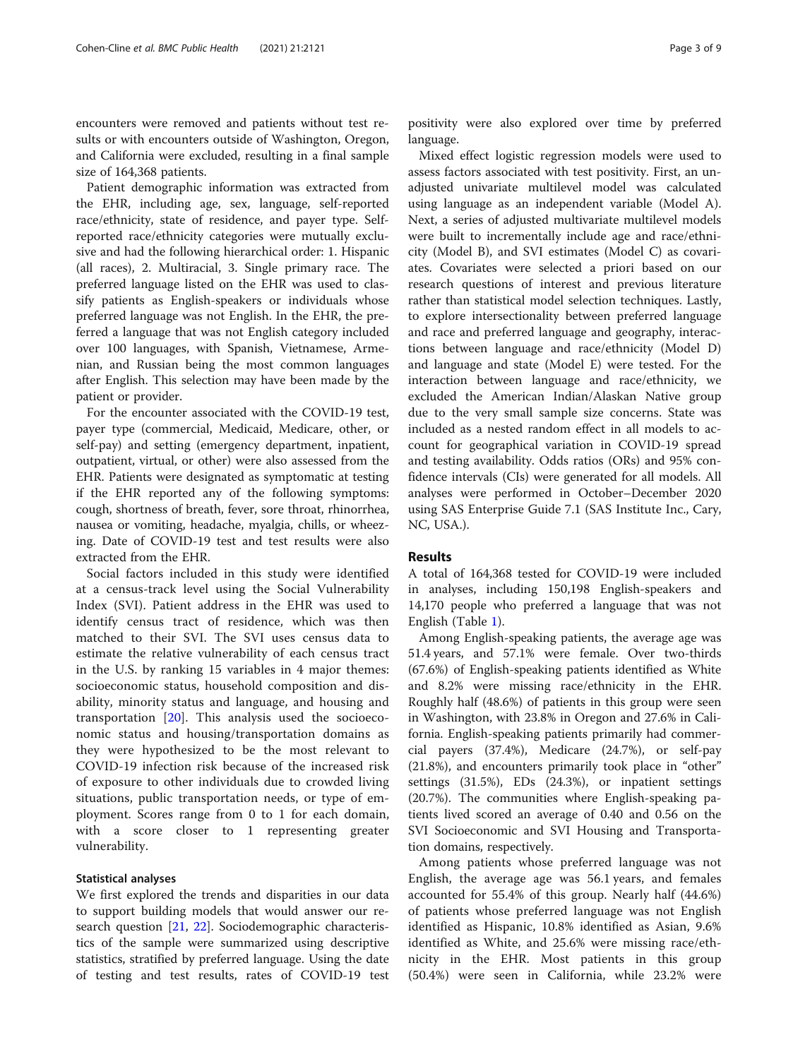encounters were removed and patients without test results or with encounters outside of Washington, Oregon, and California were excluded, resulting in a final sample size of 164,368 patients.

Patient demographic information was extracted from the EHR, including age, sex, language, self-reported race/ethnicity, state of residence, and payer type. Self-reported race/ethnicity categories were mutually exclusive and had the following hierarchical order: 1. Hispanic (all races), 2. Multiracial, 3. Single primary race. The preferred language listed on the EHR was used to classify patients as English-speakers or individuals whose preferred language was not English. In the EHR, the preferred a language that was not English category included over 100 languages, with Spanish, Vietnamese, Armenian, and Russian being the most common languages after English. This selection may have been made by the patient or provider.

For the encounter associated with the COVID-19 test, payer type (commercial, Medicaid, Medicare, other, or self-pay) and setting (emergency department, inpatient, outpatient, virtual, or other) were also assessed from the EHR. Patients were designated as symptomatic at testing if the EHR reported any of the following symptoms: cough, shortness of breath, fever, sore throat, rhinorrhea, nausea or vomiting, headache, myalgia, chills, or wheezing. Date of COVID-19 test and test results were also extracted from the EHR.

Social factors included in this study were identified at a census-track level using the Social Vulnerability Index (SVI). Patient address in the EHR was used to identify census tract of residence, which was then matched to their SVI. The SVI uses census data to estimate the relative vulnerability of each census tract in the U.S. by ranking 15 variables in 4 major themes: socioeconomic status, household composition and disability, minority status and language, and housing and transportation [20]. This analysis used the socioeconomic status and housing/transportation domains as they were hypothesized to be the most relevant to COVID-19 infection risk because of the increased risk of exposure to other individuals due to crowded living situations, public transportation needs, or type of employment. Scores range from 0 to 1 for each domain, with a score closer to 1 representing greater vulnerability.

### Statistical analyses

We first explored the trends and disparities in our data to support building models that would answer our research question [21, 22]. Sociodemographic characteristics of the sample were summarized using descriptive statistics, stratified by preferred language. Using the date of testing and test results, rates of COVID-19 test positivity were also explored over time by preferred language.

Mixed effect logistic regression models were used to assess factors associated with test positivity. First, an unadjusted univariate multilevel model was calculated using language as an independent variable (Model A). Next, a series of adjusted multivariate multilevel models were built to incrementally include age and race/ethnicity (Model B), and SVI estimates (Model C) as covariates. Covariates were selected a priori based on our research questions of interest and previous literature rather than statistical model selection techniques. Lastly, to explore intersectionality between preferred language and race and preferred language and geography, interactions between language and race/ethnicity (Model D) and language and state (Model E) were tested. For the interaction between language and race/ethnicity, we excluded the American Indian/Alaskan Native group due to the very small sample size concerns. State was included as a nested random effect in all models to account for geographical variation in COVID-19 spread and testing availability. Odds ratios (ORs) and 95% confidence intervals (CIs) were generated for all models. All analyses were performed in October–December 2020 using SAS Enterprise Guide 7.1 (SAS Institute Inc., Cary, NC, USA.).

## Results

A total of 164,368 tested for COVID-19 were included in analyses, including 150,198 English-speakers and 14,170 people who preferred a language that was not English (Table 1).

Among English-speaking patients, the average age was 51.4 years, and 57.1% were female. Over two-thirds (67.6%) of English-speaking patients identified as White and 8.2% were missing race/ethnicity in the EHR. Roughly half (48.6%) of patients in this group were seen in Washington, with 23.8% in Oregon and 27.6% in California. English-speaking patients primarily had commercial payers (37.4%), Medicare (24.7%), or self-pay (21.8%), and encounters primarily took place in "other" settings (31.5%), EDs (24.3%), or inpatient settings (20.7%). The communities where English-speaking patients lived scored an average of 0.40 and 0.56 on the SVI Socioeconomic and SVI Housing and Transportation domains, respectively.

Among patients whose preferred language was not English, the average age was 56.1 years, and females accounted for 55.4% of this group. Nearly half (44.6%) of patients whose preferred language was not English identified as Hispanic, 10.8% identified as Asian, 9.6% identified as White, and 25.6% were missing race/ethnicity in the EHR. Most patients in this group (50.4%) were seen in California, while 23.2% were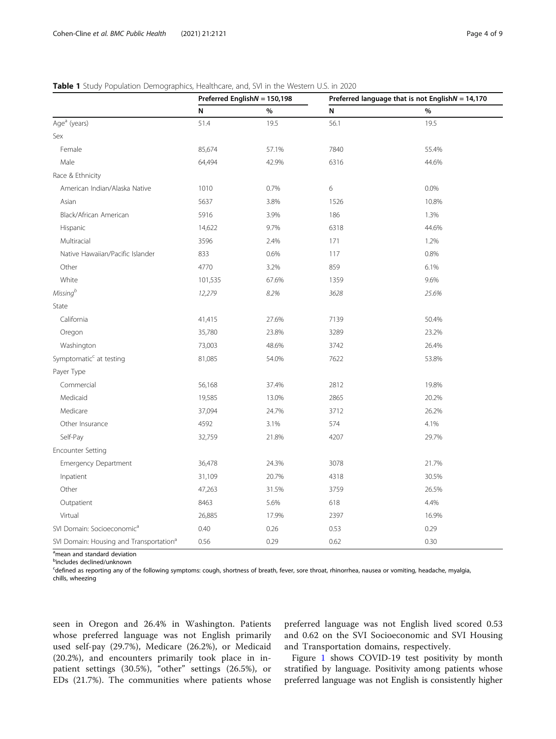**Table 1** Study Population Demographics, Healthcare, and, SVI in the Western U.S. in 2020

| | Preferred English*N* = 150,198 | | Preferred language that is not English*N* = 14,170 | |
|---|---|---|---|---|
| | N | % | N | % |
| Age[a] (years) | 51.4 | 19.5 | 56.1 | 19.5 |
| Sex | | | | |
| Female | 85,674 | 57.1% | 7840 | 55.4% |
| Male | 64,494 | 42.9% | 6316 | 44.6% |
| Race & Ethnicity | | | | |
| American Indian/Alaska Native | 1010 | 0.7% | 6 | 0.0% |
| Asian | 5637 | 3.8% | 1526 | 10.8% |
| Black/African American | 5916 | 3.9% | 186 | 1.3% |
| Hispanic | 14,622 | 9.7% | 6318 | 44.6% |
| Multiracial | 3596 | 2.4% | 171 | 1.2% |
| Native Hawaiian/Pacific Islander | 833 | 0.6% | 117 | 0.8% |
| Other | 4770 | 3.2% | 859 | 6.1% |
| White | 101,535 | 67.6% | 1359 | 9.6% |
| *Missing*[b] | *12,279* | *8.2%* | *3628* | *25.6%* |
| State | | | | |
| California | 41,415 | 27.6% | 7139 | 50.4% |
| Oregon | 35,780 | 23.8% | 3289 | 23.2% |
| Washington | 73,003 | 48.6% | 3742 | 26.4% |
| Symptomatic[c] at testing | 81,085 | 54.0% | 7622 | 53.8% |
| Payer Type | | | | |
| Commercial | 56,168 | 37.4% | 2812 | 19.8% |
| Medicaid | 19,585 | 13.0% | 2865 | 20.2% |
| Medicare | 37,094 | 24.7% | 3712 | 26.2% |
| Other Insurance | 4592 | 3.1% | 574 | 4.1% |
| Self-Pay | 32,759 | 21.8% | 4207 | 29.7% |
| Encounter Setting | | | | |
| Emergency Department | 36,478 | 24.3% | 3078 | 21.7% |
| Inpatient | 31,109 | 20.7% | 4318 | 30.5% |
| Other | 47,263 | 31.5% | 3759 | 26.5% |
| Outpatient | 8463 | 5.6% | 618 | 4.4% |
| Virtual | 26,885 | 17.9% | 2397 | 16.9% |
| SVI Domain: Socioeconomic[a] | 0.40 | 0.26 | 0.53 | 0.29 |
| SVI Domain: Housing and Transportation[a] | 0.56 | 0.29 | 0.62 | 0.30 |

[a]mean and standard deviation
[b]includes declined/unknown
[c]defined as reporting any of the following symptoms: cough, shortness of breath, fever, sore throat, rhinorrhea, nausea or vomiting, headache, myalgia, chills, wheezing

seen in Oregon and 26.4% in Washington. Patients whose preferred language was not English primarily used self-pay (29.7%), Medicare (26.2%), or Medicaid (20.2%), and encounters primarily took place in in-patient settings (30.5%), "other" settings (26.5%), or EDs (21.7%). The communities where patients whose preferred language was not English lived scored 0.53 and 0.62 on the SVI Socioeconomic and SVI Housing and Transportation domains, respectively.

Figure 1 shows COVID-19 test positivity by month stratified by language. Positivity among patients whose preferred language was not English is consistently higher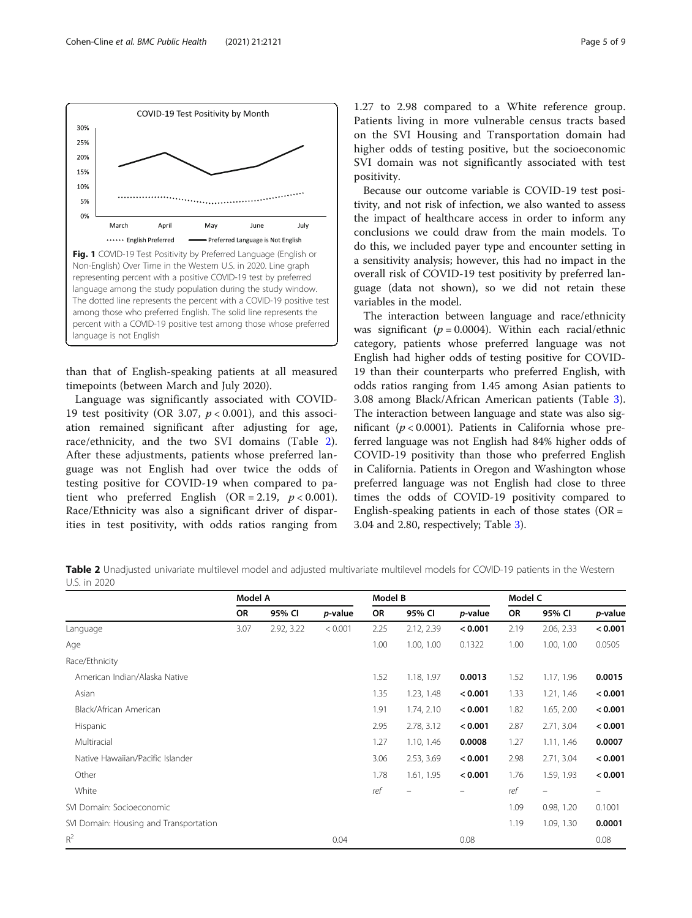**Fig. 1** COVID-19 Test Positivity by Preferred Language (English or Non-English) Over Time in the Western U.S. in 2020. Line graph representing percent with a positive COVID-19 test by preferred language among the study population during the study window. The dotted line represents the percent with a COVID-19 positive test among those who preferred English. The solid line represents the percent with a COVID-19 positive test among those whose preferred language is not English

than that of English-speaking patients at all measured timepoints (between March and July 2020).

Language was significantly associated with COVID-19 test positivity (OR 3.07, $p < 0.001$), and this association remained significant after adjusting for age, race/ethnicity, and the two SVI domains (Table 2). After these adjustments, patients whose preferred language was not English had over twice the odds of testing positive for COVID-19 when compared to patient who preferred English (OR = 2.19, $p < 0.001$). Race/Ethnicity was also a significant driver of disparities in test positivity, with odds ratios ranging from 1.27 to 2.98 compared to a White reference group. Patients living in more vulnerable census tracts based on the SVI Housing and Transportation domain had higher odds of testing positive, but the socioeconomic SVI domain was not significantly associated with test positivity.

Because our outcome variable is COVID-19 test positivity, and not risk of infection, we also wanted to assess the impact of healthcare access in order to inform any conclusions we could draw from the main models. To do this, we included payer type and encounter setting in a sensitivity analysis; however, this had no impact in the overall risk of COVID-19 test positivity by preferred language (data not shown), so we did not retain these variables in the model.

The interaction between language and race/ethnicity was significant ($p = 0.0004$). Within each racial/ethnic category, patients whose preferred language was not English had higher odds of testing positive for COVID-19 than their counterparts who preferred English, with odds ratios ranging from 1.45 among Asian patients to 3.08 among Black/African American patients (Table 3). The interaction between language and state was also significant ($p < 0.0001$). Patients in California whose preferred language was not English had 84% higher odds of COVID-19 positivity than those who preferred English in California. Patients in Oregon and Washington whose preferred language was not English had close to three times the odds of COVID-19 positivity compared to English-speaking patients in each of those states (OR = 3.04 and 2.80, respectively; Table 3).

**Table 2** Unadjusted univariate multilevel model and adjusted multivariate multilevel models for COVID-19 patients in the Western U.S. in 2020

| | Model A | | | Model B | | | Model C | | |
|---|---|---|---|---|---|---|---|---|---|
| | OR | 95% CI | *p*-value | OR | 95% CI | *p*-value | OR | 95% CI | *p*-value |
| Language | 3.07 | 2.92, 3.22 | < 0.001 | 2.25 | 2.12, 2.39 | **< 0.001** | 2.19 | 2.06, 2.33 | **< 0.001** |
| Age | | | | 1.00 | 1.00, 1.00 | 0.1322 | 1.00 | 1.00, 1.00 | 0.0505 |
| Race/Ethnicity | | | | | | | | | |
| American Indian/Alaska Native | | | | 1.52 | 1.18, 1.97 | **0.0013** | 1.52 | 1.17, 1.96 | **0.0015** |
| Asian | | | | 1.35 | 1.23, 1.48 | **< 0.001** | 1.33 | 1.21, 1.46 | **< 0.001** |
| Black/African American | | | | 1.91 | 1.74, 2.10 | **< 0.001** | 1.82 | 1.65, 2.00 | **< 0.001** |
| Hispanic | | | | 2.95 | 2.78, 3.12 | **< 0.001** | 2.87 | 2.71, 3.04 | **< 0.001** |
| Multiracial | | | | 1.27 | 1.10, 1.46 | **0.0008** | 1.27 | 1.11, 1.46 | **0.0007** |
| Native Hawaiian/Pacific Islander | | | | 3.06 | 2.53, 3.69 | **< 0.001** | 2.98 | 2.71, 3.04 | **< 0.001** |
| Other | | | | 1.78 | 1.61, 1.95 | **< 0.001** | 1.76 | 1.59, 1.93 | **< 0.001** |
| White | | | | *ref* | – | – | *ref* | – | – |
| SVI Domain: Socioeconomic | | | | | | | 1.09 | 0.98, 1.20 | 0.1001 |
| SVI Domain: Housing and Transportation | | | | | | | 1.19 | 1.09, 1.30 | **0.0001** |
| $R^2$ | | | 0.04 | | | 0.08 | | | 0.08 |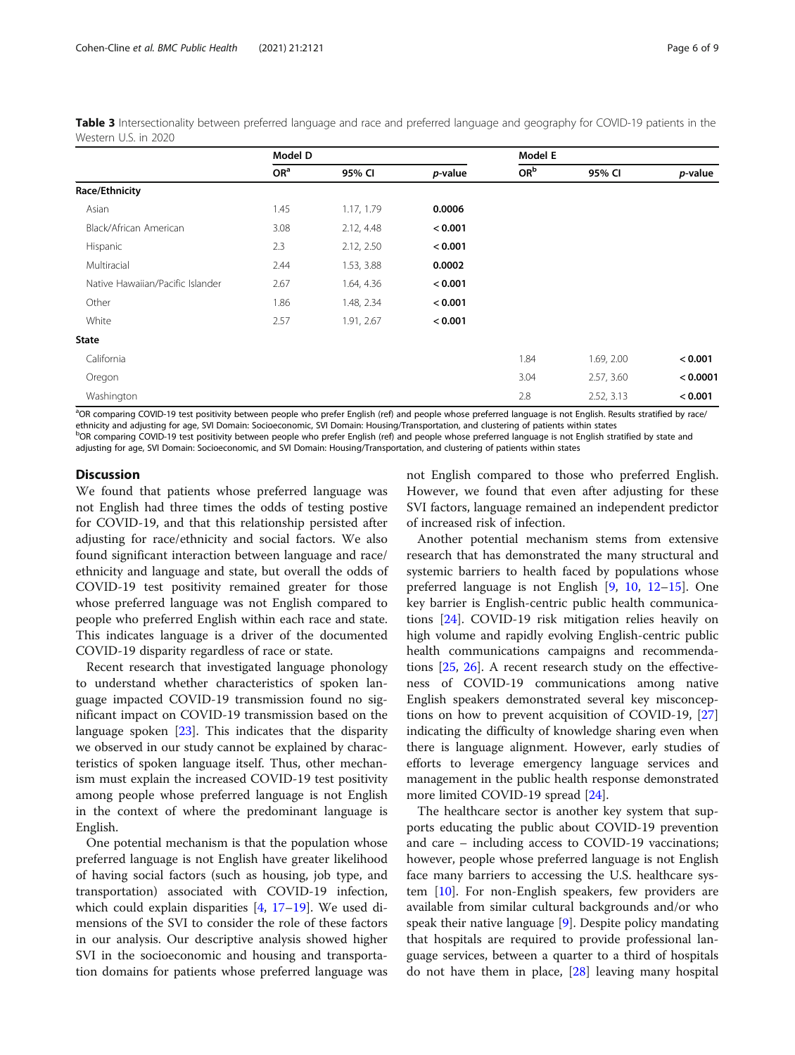**Table 3** Intersectionality between preferred language and race and preferred language and geography for COVID-19 patients in the Western U.S. in 2020

| | Model D | | | Model E | | |
|---|---|---|---|---|---|---|
| | OR[a] | 95% CI | *p*-value | OR[b] | 95% CI | *p*-value |
| **Race/Ethnicity** | | | | | | |
| Asian | 1.45 | 1.17, 1.79 | **0.0006** | | | |
| Black/African American | 3.08 | 2.12, 4.48 | **< 0.001** | | | |
| Hispanic | 2.3 | 2.12, 2.50 | **< 0.001** | | | |
| Multiracial | 2.44 | 1.53, 3.88 | **0.0002** | | | |
| Native Hawaiian/Pacific Islander | 2.67 | 1.64, 4.36 | **< 0.001** | | | |
| Other | 1.86 | 1.48, 2.34 | **< 0.001** | | | |
| White | 2.57 | 1.91, 2.67 | **< 0.001** | | | |
| **State** | | | | | | |
| California | | | | 1.84 | 1.69, 2.00 | **< 0.001** |
| Oregon | | | | 3.04 | 2.57, 3.60 | **< 0.0001** |
| Washington | | | | 2.8 | 2.52, 3.13 | **< 0.001** |

[a]OR comparing COVID-19 test positivity between people who prefer English (ref) and people whose preferred language is not English. Results stratified by race/ethnicity and adjusting for age, SVI Domain: Socioeconomic, SVI Domain: Housing/Transportation, and clustering of patients within states

[b]OR comparing COVID-19 test positivity between people who prefer English (ref) and people whose preferred language is not English stratified by state and adjusting for age, SVI Domain: Socioeconomic, and SVI Domain: Housing/Transportation, and clustering of patients within states

## Discussion

We found that patients whose preferred language was not English had three times the odds of testing postive for COVID-19, and that this relationship persisted after adjusting for race/ethnicity and social factors. We also found significant interaction between language and race/ethnicity and language and state, but overall the odds of COVID-19 test positivity remained greater for those whose preferred language was not English compared to people who preferred English within each race and state. This indicates language is a driver of the documented COVID-19 disparity regardless of race or state.

Recent research that investigated language phonology to understand whether characteristics of spoken language impacted COVID-19 transmission found no significant impact on COVID-19 transmission based on the language spoken [23]. This indicates that the disparity we observed in our study cannot be explained by characteristics of spoken language itself. Thus, other mechanism must explain the increased COVID-19 test positivity among people whose preferred language is not English in the context of where the predominant language is English.

One potential mechanism is that the population whose preferred language is not English have greater likelihood of having social factors (such as housing, job type, and transportation) associated with COVID-19 infection, which could explain disparities [4, 17–19]. We used dimensions of the SVI to consider the role of these factors in our analysis. Our descriptive analysis showed higher SVI in the socioeconomic and housing and transportation domains for patients whose preferred language was not English compared to those who preferred English. However, we found that even after adjusting for these SVI factors, language remained an independent predictor of increased risk of infection.

Another potential mechanism stems from extensive research that has demonstrated the many structural and systemic barriers to health faced by populations whose preferred language is not English [9, 10, 12–15]. One key barrier is English-centric public health communications [24]. COVID-19 risk mitigation relies heavily on high volume and rapidly evolving English-centric public health communications campaigns and recommendations [25, 26]. A recent research study on the effectiveness of COVID-19 communications among native English speakers demonstrated several key misconceptions on how to prevent acquisition of COVID-19, [27] indicating the difficulty of knowledge sharing even when there is language alignment. However, early studies of efforts to leverage emergency language services and management in the public health response demonstrated more limited COVID-19 spread [24].

The healthcare sector is another key system that supports educating the public about COVID-19 prevention and care – including access to COVID-19 vaccinations; however, people whose preferred language is not English face many barriers to accessing the U.S. healthcare system [10]. For non-English speakers, few providers are available from similar cultural backgrounds and/or who speak their native language [9]. Despite policy mandating that hospitals are required to provide professional language services, between a quarter to a third of hospitals do not have them in place, [28] leaving many hospital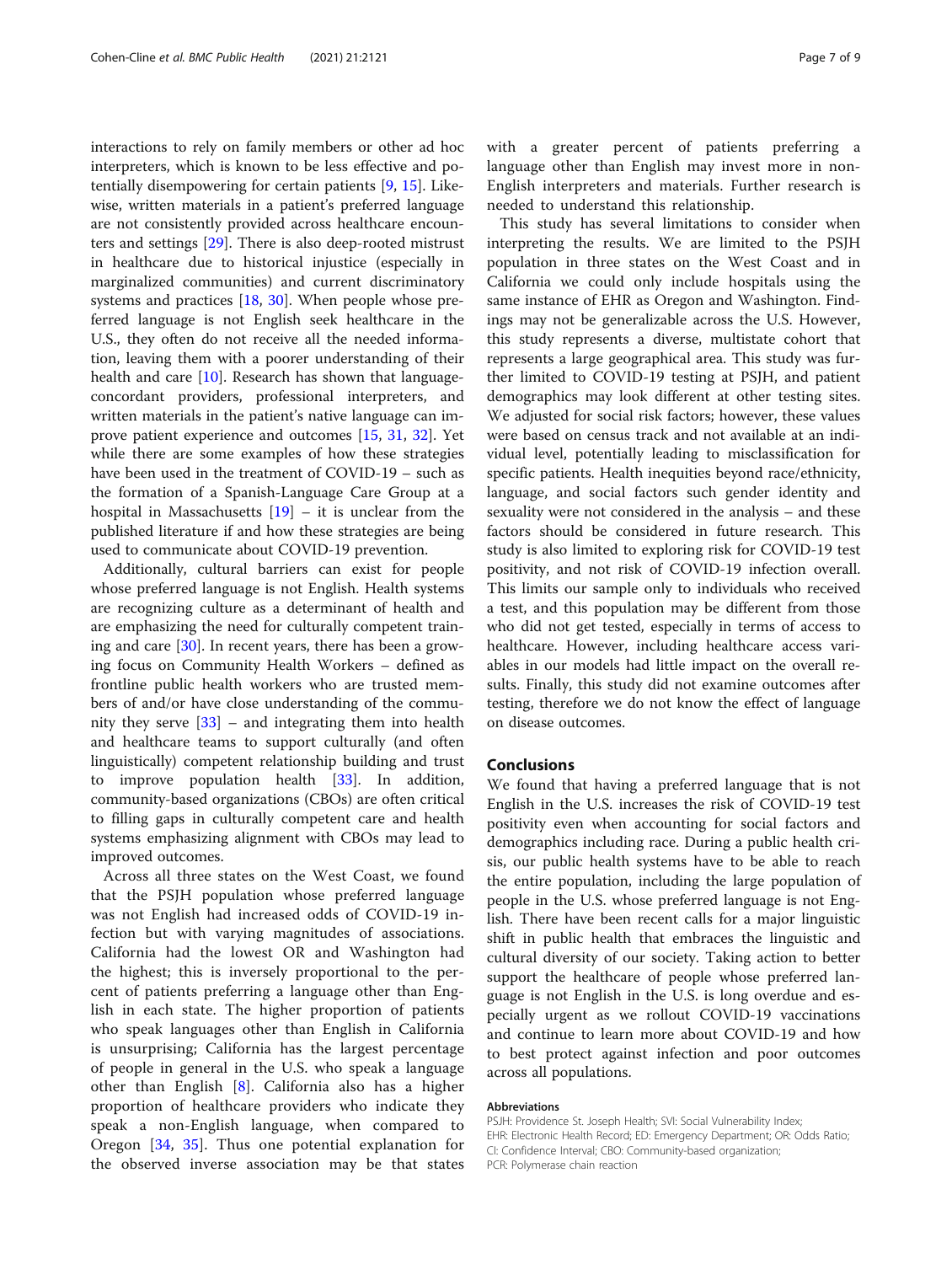interactions to rely on family members or other ad hoc interpreters, which is known to be less effective and potentially disempowering for certain patients [9, 15]. Likewise, written materials in a patient's preferred language are not consistently provided across healthcare encounters and settings [29]. There is also deep-rooted mistrust in healthcare due to historical injustice (especially in marginalized communities) and current discriminatory systems and practices [18, 30]. When people whose preferred language is not English seek healthcare in the U.S., they often do not receive all the needed information, leaving them with a poorer understanding of their health and care [10]. Research has shown that language-concordant providers, professional interpreters, and written materials in the patient's native language can improve patient experience and outcomes [15, 31, 32]. Yet while there are some examples of how these strategies have been used in the treatment of COVID-19 – such as the formation of a Spanish-Language Care Group at a hospital in Massachusetts [19] – it is unclear from the published literature if and how these strategies are being used to communicate about COVID-19 prevention.

Additionally, cultural barriers can exist for people whose preferred language is not English. Health systems are recognizing culture as a determinant of health and are emphasizing the need for culturally competent training and care [30]. In recent years, there has been a growing focus on Community Health Workers – defined as frontline public health workers who are trusted members of and/or have close understanding of the community they serve [33] – and integrating them into health and healthcare teams to support culturally (and often linguistically) competent relationship building and trust to improve population health [33]. In addition, community-based organizations (CBOs) are often critical to filling gaps in culturally competent care and health systems emphasizing alignment with CBOs may lead to improved outcomes.

Across all three states on the West Coast, we found that the PSJH population whose preferred language was not English had increased odds of COVID-19 infection but with varying magnitudes of associations. California had the lowest OR and Washington had the highest; this is inversely proportional to the percent of patients preferring a language other than English in each state. The higher proportion of patients who speak languages other than English in California is unsurprising; California has the largest percentage of people in general in the U.S. who speak a language other than English [8]. California also has a higher proportion of healthcare providers who indicate they speak a non-English language, when compared to Oregon [34, 35]. Thus one potential explanation for the observed inverse association may be that states with a greater percent of patients preferring a language other than English may invest more in non-English interpreters and materials. Further research is needed to understand this relationship.

This study has several limitations to consider when interpreting the results. We are limited to the PSJH population in three states on the West Coast and in California we could only include hospitals using the same instance of EHR as Oregon and Washington. Findings may not be generalizable across the U.S. However, this study represents a diverse, multistate cohort that represents a large geographical area. This study was further limited to COVID-19 testing at PSJH, and patient demographics may look different at other testing sites. We adjusted for social risk factors; however, these values were based on census track and not available at an individual level, potentially leading to misclassification for specific patients. Health inequities beyond race/ethnicity, language, and social factors such gender identity and sexuality were not considered in the analysis – and these factors should be considered in future research. This study is also limited to exploring risk for COVID-19 test positivity, and not risk of COVID-19 infection overall. This limits our sample only to individuals who received a test, and this population may be different from those who did not get tested, especially in terms of access to healthcare. However, including healthcare access variables in our models had little impact on the overall results. Finally, this study did not examine outcomes after testing, therefore we do not know the effect of language on disease outcomes.

## Conclusions

We found that having a preferred language that is not English in the U.S. increases the risk of COVID-19 test positivity even when accounting for social factors and demographics including race. During a public health crisis, our public health systems have to be able to reach the entire population, including the large population of people in the U.S. whose preferred language is not English. There have been recent calls for a major linguistic shift in public health that embraces the linguistic and cultural diversity of our society. Taking action to better support the healthcare of people whose preferred language is not English in the U.S. is long overdue and especially urgent as we rollout COVID-19 vaccinations and continue to learn more about COVID-19 and how to best protect against infection and poor outcomes across all populations.

#### Abbreviations

PSJH: Providence St. Joseph Health; SVI: Social Vulnerability Index; EHR: Electronic Health Record; ED: Emergency Department; OR: Odds Ratio; CI: Confidence Interval; CBO: Community-based organization; PCR: Polymerase chain reaction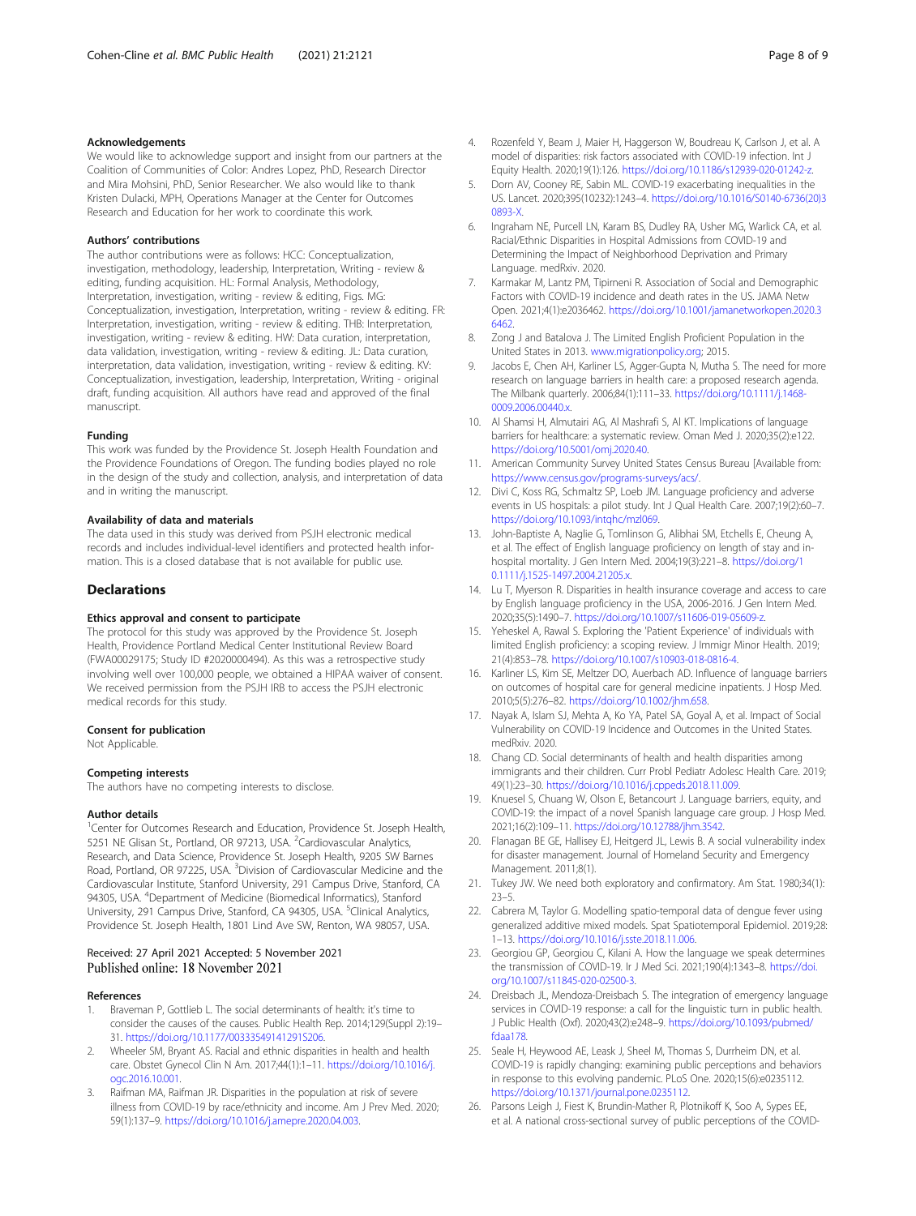### Acknowledgements

We would like to acknowledge support and insight from our partners at the Coalition of Communities of Color: Andres Lopez, PhD, Research Director and Mira Mohsini, PhD, Senior Researcher. We also would like to thank Kristen Dulacki, MPH, Operations Manager at the Center for Outcomes Research and Education for her work to coordinate this work.

### Authors' contributions

The author contributions were as follows: HCC: Conceptualization, investigation, methodology, leadership, Interpretation, Writing - review & editing, funding acquisition. HL: Formal Analysis, Methodology, Interpretation, investigation, writing - review & editing, Figs. MG: Conceptualization, investigation, Interpretation, writing - review & editing. FR: Interpretation, investigation, writing - review & editing. THB: Interpretation, investigation, writing - review & editing. HW: Data curation, interpretation, data validation, investigation, writing - review & editing. JL: Data curation, interpretation, data validation, investigation, writing - review & editing. KV: Conceptualization, investigation, leadership, Interpretation, Writing - original draft, funding acquisition. All authors have read and approved of the final manuscript.

### Funding

This work was funded by the Providence St. Joseph Health Foundation and the Providence Foundations of Oregon. The funding bodies played no role in the design of the study and collection, analysis, and interpretation of data and in writing the manuscript.

### Availability of data and materials

The data used in this study was derived from PSJH electronic medical records and includes individual-level identifiers and protected health information. This is a closed database that is not available for public use.

## Declarations

### Ethics approval and consent to participate

The protocol for this study was approved by the Providence St. Joseph Health, Providence Portland Medical Center Institutional Review Board (FWA00029175; Study ID #2020000494). As this was a retrospective study involving well over 100,000 people, we obtained a HIPAA waiver of consent. We received permission from the PSJH IRB to access the PSJH electronic medical records for this study.

### Consent for publication

Not Applicable.

### Competing interests

The authors have no competing interests to disclose.

### Author details

[1]Center for Outcomes Research and Education, Providence St. Joseph Health, 5251 NE Glisan St., Portland, OR 97213, USA. [2]Cardiovascular Analytics, Research, and Data Science, Providence St. Joseph Health, 9205 SW Barnes Road, Portland, OR 97225, USA. [3]Division of Cardiovascular Medicine and the Cardiovascular Institute, Stanford University, 291 Campus Drive, Stanford, CA 94305, USA. [4]Department of Medicine (Biomedical Informatics), Stanford University, 291 Campus Drive, Stanford, CA 94305, USA. [5]Clinical Analytics, Providence St. Joseph Health, 1801 Lind Ave SW, Renton, WA 98057, USA.

Received: 27 April 2021 Accepted: 5 November 2021
Published online: 18 November 2021

### References

1. Braveman P, Gottlieb L. The social determinants of health: it's time to consider the causes of the causes. Public Health Rep. 2014;129(Suppl 2):19–31. https://doi.org/10.1177/00333549141291S206.
2. Wheeler SM, Bryant AS. Racial and ethnic disparities in health and health care. Obstet Gynecol Clin N Am. 2017;44(1):1–11. https://doi.org/10.1016/j.ogc.2016.10.001.
3. Raifman MA, Raifman JR. Disparities in the population at risk of severe illness from COVID-19 by race/ethnicity and income. Am J Prev Med. 2020;59(1):137–9. https://doi.org/10.1016/j.amepre.2020.04.003.
4. Rozenfeld Y, Beam J, Maier H, Haggerson W, Boudreau K, Carlson J, et al. A model of disparities: risk factors associated with COVID-19 infection. Int J Equity Health. 2020;19(1):126. https://doi.org/10.1186/s12939-020-01242-z.
5. Dorn AV, Cooney RE, Sabin ML. COVID-19 exacerbating inequalities in the US. Lancet. 2020;395(10232):1243–4. https://doi.org/10.1016/S0140-6736(20)30893-X.
6. Ingraham NE, Purcell LN, Karam BS, Dudley RA, Usher MG, Warlick CA, et al. Racial/Ethnic Disparities in Hospital Admissions from COVID-19 and Determining the Impact of Neighborhood Deprivation and Primary Language. medRxiv. 2020.
7. Karmakar M, Lantz PM, Tipirneni R. Association of Social and Demographic Factors with COVID-19 incidence and death rates in the US. JAMA Netw Open. 2021;4(1):e2036462. https://doi.org/10.1001/jamanetworkopen.2020.36462.
8. Zong J and Batalova J. The Limited English Proficient Population in the United States in 2013. www.migrationpolicy.org; 2015.
9. Jacobs E, Chen AH, Karliner LS, Agger-Gupta N, Mutha S. The need for more research on language barriers in health care: a proposed research agenda. The Milbank quarterly. 2006;84(1):111–33. https://doi.org/10.1111/j.1468-0009.2006.00440.x.
10. Al Shamsi H, Almutairi AG, Al Mashrafi S, Al KT. Implications of language barriers for healthcare: a systematic review. Oman Med J. 2020;35(2):e122. https://doi.org/10.5001/omj.2020.40.
11. American Community Survey United States Census Bureau [Available from: https://www.census.gov/programs-surveys/acs/.
12. Divi C, Koss RG, Schmaltz SP, Loeb JM. Language proficiency and adverse events in US hospitals: a pilot study. Int J Qual Health Care. 2007;19(2):60–7. https://doi.org/10.1093/intqhc/mzl069.
13. John-Baptiste A, Naglie G, Tomlinson G, Alibhai SM, Etchells E, Cheung A, et al. The effect of English language proficiency on length of stay and in-hospital mortality. J Gen Intern Med. 2004;19(3):221–8. https://doi.org/10.1111/j.1525-1497.2004.21205.x.
14. Lu T, Myerson R. Disparities in health insurance coverage and access to care by English language proficiency in the USA, 2006-2016. J Gen Intern Med. 2020;35(5):1490–7. https://doi.org/10.1007/s11606-019-05609-z.
15. Yeheskel A, Rawal S. Exploring the 'Patient Experience' of individuals with limited English proficiency: a scoping review. J Immigr Minor Health. 2019;21(4):853–78. https://doi.org/10.1007/s10903-018-0816-4.
16. Karliner LS, Kim SE, Meltzer DO, Auerbach AD. Influence of language barriers on outcomes of hospital care for general medicine inpatients. J Hosp Med. 2010;5(5):276–82. https://doi.org/10.1002/jhm.658.
17. Nayak A, Islam SJ, Mehta A, Ko YA, Patel SA, Goyal A, et al. Impact of Social Vulnerability on COVID-19 Incidence and Outcomes in the United States. medRxiv. 2020.
18. Chang CD. Social determinants of health and health disparities among immigrants and their children. Curr Probl Pediatr Adolesc Health Care. 2019;49(1):23–30. https://doi.org/10.1016/j.cppeds.2018.11.009.
19. Knuesel S, Chuang W, Olson E, Betancourt J. Language barriers, equity, and COVID-19: the impact of a novel Spanish language care group. J Hosp Med. 2021;16(2):109–11. https://doi.org/10.12788/jhm.3542.
20. Flanagan BE GE, Hallisey EJ, Heitgerd JL, Lewis B. A social vulnerability index for disaster management. Journal of Homeland Security and Emergency Management. 2011;8(1).
21. Tukey JW. We need both exploratory and confirmatory. Am Stat. 1980;34(1):23–5.
22. Cabrera M, Taylor G. Modelling spatio-temporal data of dengue fever using generalized additive mixed models. Spat Spatiotemporal Epidemiol. 2019;28:1–13. https://doi.org/10.1016/j.sste.2018.11.006.
23. Georgiou GP, Georgiou C, Kilani A. How the language we speak determines the transmission of COVID-19. Ir J Med Sci. 2021;190(4):1343–8. https://doi.org/10.1007/s11845-020-02500-3.
24. Dreisbach JL, Mendoza-Dreisbach S. The integration of emergency language services in COVID-19 response: a call for the linguistic turn in public health. J Public Health (Oxf). 2020;43(2):e248–9. https://doi.org/10.1093/pubmed/fdaa178.
25. Seale H, Heywood AE, Leask J, Sheel M, Thomas S, Durrheim DN, et al. COVID-19 is rapidly changing: examining public perceptions and behaviors in response to this evolving pandemic. PLoS One. 2020;15(6):e0235112. https://doi.org/10.1371/journal.pone.0235112.
26. Parsons Leigh J, Fiest K, Brundin-Mather R, Plotnikoff K, Soo A, Sypes EE, et al. A national cross-sectional survey of public perceptions of the COVID-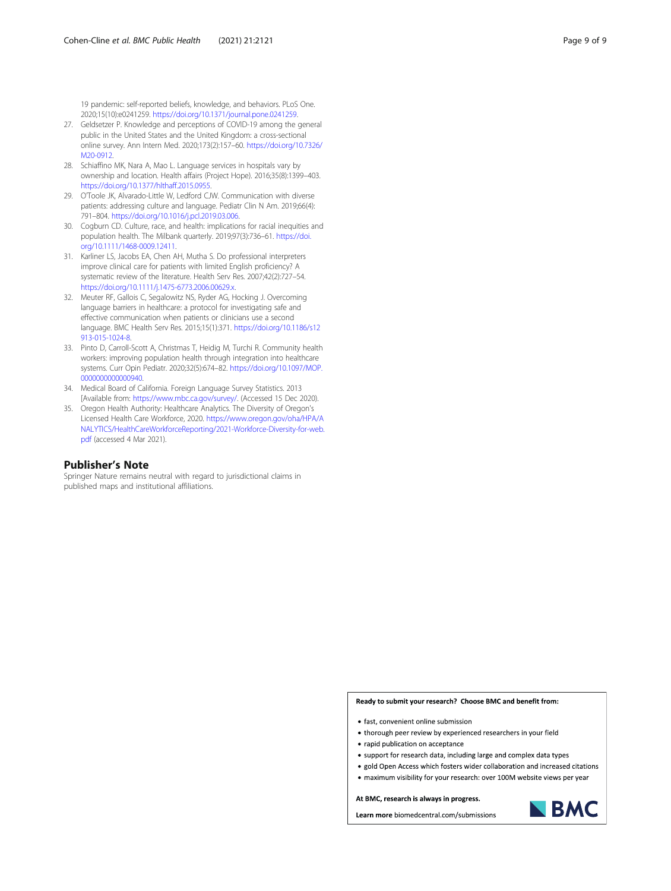19 pandemic: self-reported beliefs, knowledge, and behaviors. PLoS One. 2020;15(10):e0241259. https://doi.org/10.1371/journal.pone.0241259.

27. Geldsetzer P. Knowledge and perceptions of COVID-19 among the general public in the United States and the United Kingdom: a cross-sectional online survey. Ann Intern Med. 2020;173(2):157–60. https://doi.org/10.7326/M20-0912.
28. Schiaffino MK, Nara A, Mao L. Language services in hospitals vary by ownership and location. Health affairs (Project Hope). 2016;35(8):1399–403. https://doi.org/10.1377/hlthaff.2015.0955.
29. O'Toole JK, Alvarado-Little W, Ledford CJW. Communication with diverse patients: addressing culture and language. Pediatr Clin N Am. 2019;66(4): 791–804. https://doi.org/10.1016/j.pcl.2019.03.006.
30. Cogburn CD. Culture, race, and health: implications for racial inequities and population health. The Milbank quarterly. 2019;97(3):736–61. https://doi.org/10.1111/1468-0009.12411.
31. Karliner LS, Jacobs EA, Chen AH, Mutha S. Do professional interpreters improve clinical care for patients with limited English proficiency? A systematic review of the literature. Health Serv Res. 2007;42(2):727–54. https://doi.org/10.1111/j.1475-6773.2006.00629.x.
32. Meuter RF, Gallois C, Segalowitz NS, Ryder AG, Hocking J. Overcoming language barriers in healthcare: a protocol for investigating safe and effective communication when patients or clinicians use a second language. BMC Health Serv Res. 2015;15(1):371. https://doi.org/10.1186/s12913-015-1024-8.
33. Pinto D, Carroll-Scott A, Christmas T, Heidig M, Turchi R. Community health workers: improving population health through integration into healthcare systems. Curr Opin Pediatr. 2020;32(5):674–82. https://doi.org/10.1097/MOP.0000000000000940.
34. Medical Board of California. Foreign Language Survey Statistics. 2013 [Available from: https://www.mbc.ca.gov/survey/. (Accessed 15 Dec 2020).
35. Oregon Health Authority: Healthcare Analytics. The Diversity of Oregon's Licensed Health Care Workforce, 2020. https://www.oregon.gov/oha/HPA/ANALYTICS/HealthCareWorkforceReporting/2021-Workforce-Diversity-for-web.pdf (accessed 4 Mar 2021).

## Publisher's Note

Springer Nature remains neutral with regard to jurisdictional claims in published maps and institutional affiliations.

**Ready to submit your research? Choose BMC and benefit from:**

- fast, convenient online submission
- thorough peer review by experienced researchers in your field
- rapid publication on acceptance
- support for research data, including large and complex data types
- gold Open Access which fosters wider collaboration and increased citations
- maximum visibility for your research: over 100M website views per year

**At BMC, research is always in progress.**

**Learn more** biomedcentral.com/submissions

BMC